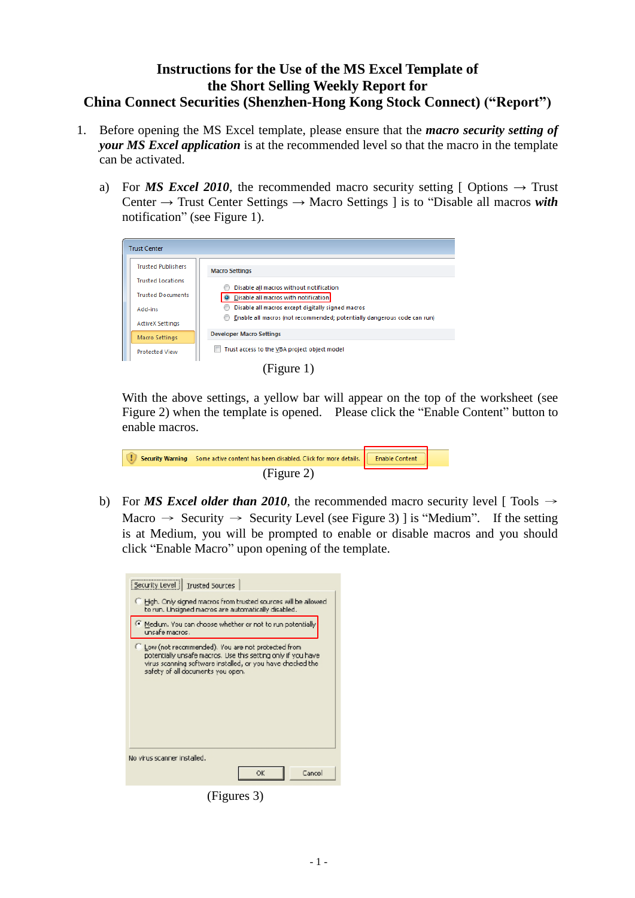# Instructions for the Use of the MS Excel Template of the Short Selling Weekly Report for China Connect Securities (Shenzhen-Hong Kong Stock Connect) ("Report")

1. Before opening the MS Excel template, please ensure that the ***macro security setting of your MS Excel application*** is at the recommended level so that the macro in the template can be activated.

   a) For ***MS Excel 2010***, the recommended macro security setting [ Options → Trust Center → Trust Center Settings → Macro Settings ] is to "Disable all macros ***with*** notification" (see Figure 1).

   (Figure 1)

   With the above settings, a yellow bar will appear on the top of the worksheet (see Figure 2) when the template is opened. Please click the "Enable Content" button to enable macros.

   (Figure 2)

   b) For ***MS Excel older than 2010***, the recommended macro security level [ Tools → Macro → Security → Security Level (see Figure 3) ] is "Medium". If the setting is at Medium, you will be prompted to enable or disable macros and you should click "Enable Macro" upon opening of the template.

   (Figures 3)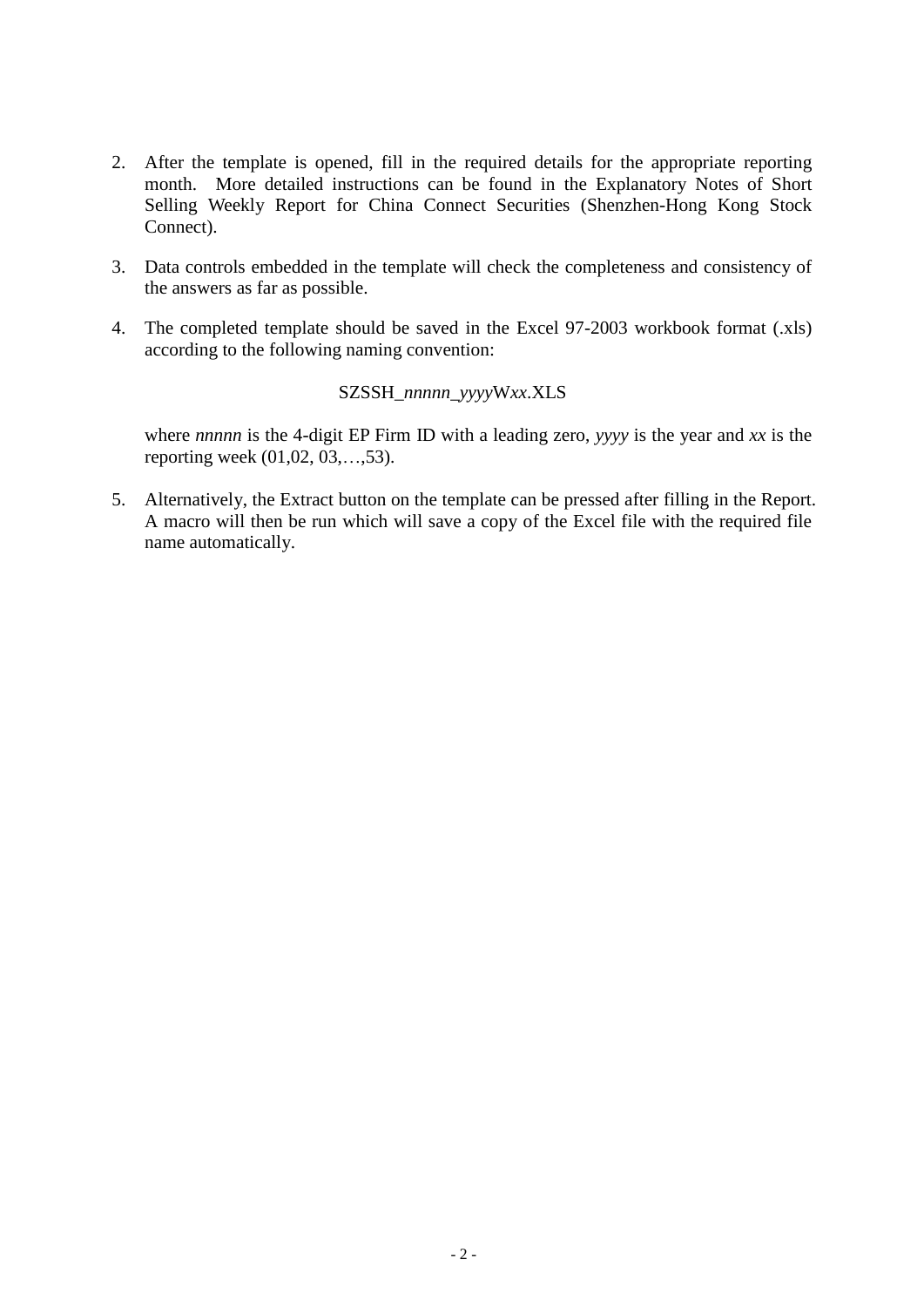2. After the template is opened, fill in the required details for the appropriate reporting month. More detailed instructions can be found in the Explanatory Notes of Short Selling Weekly Report for China Connect Securities (Shenzhen-Hong Kong Stock Connect).

3. Data controls embedded in the template will check the completeness and consistency of the answers as far as possible.

4. The completed template should be saved in the Excel 97-2003 workbook format (.xls) according to the following naming convention:

   SZSSH_*nnnnn*_*yyyy*W*xx*.XLS

   where *nnnnn* is the 4-digit EP Firm ID with a leading zero, *yyyy* is the year and *xx* is the reporting week (01,02, 03,…,53).

5. Alternatively, the Extract button on the template can be pressed after filling in the Report. A macro will then be run which will save a copy of the Excel file with the required file name automatically.